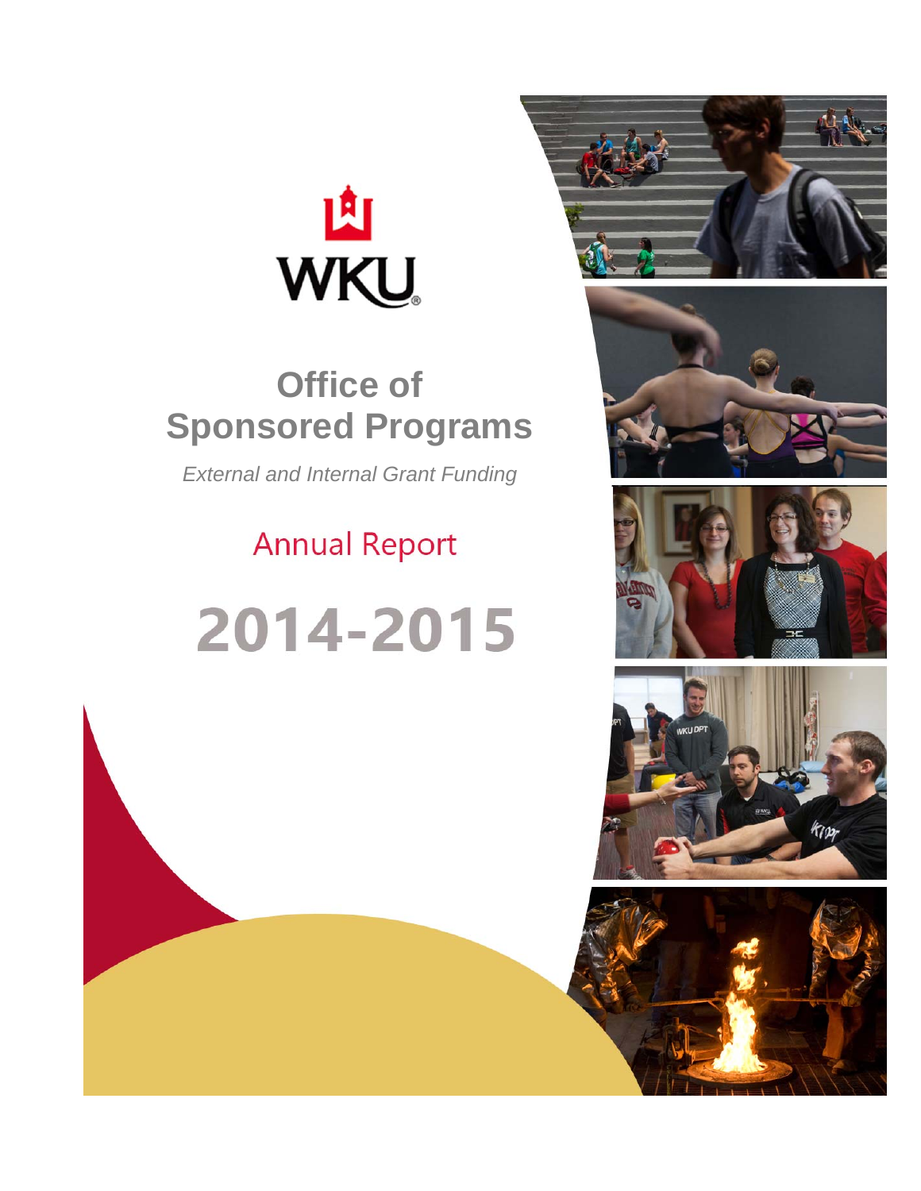WKU

# Office of Sponsored Programs

*External and Internal Grant Funding*

## Annual Report

# 2014-2015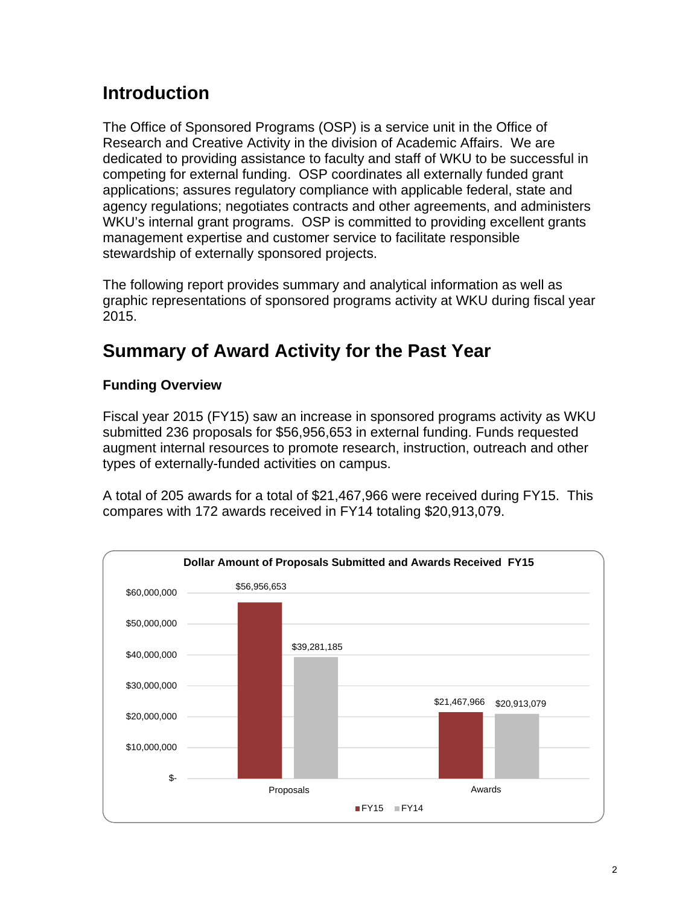## Introduction

The Office of Sponsored Programs (OSP) is a service unit in the Office of Research and Creative Activity in the division of Academic Affairs. We are dedicated to providing assistance to faculty and staff of WKU to be successful in competing for external funding. OSP coordinates all externally funded grant applications; assures regulatory compliance with applicable federal, state and agency regulations; negotiates contracts and other agreements, and administers WKU's internal grant programs. OSP is committed to providing excellent grants management expertise and customer service to facilitate responsible stewardship of externally sponsored projects.

The following report provides summary and analytical information as well as graphic representations of sponsored programs activity at WKU during fiscal year 2015.

## Summary of Award Activity for the Past Year

### Funding Overview

Fiscal year 2015 (FY15) saw an increase in sponsored programs activity as WKU submitted 236 proposals for $56,956,653 in external funding. Funds requested augment internal resources to promote research, instruction, outreach and other types of externally-funded activities on campus.

A total of 205 awards for a total of $21,467,966 were received during FY15. This compares with 172 awards received in FY14 totaling $20,913,079.

**Dollar Amount of Proposals Submitted and Awards Received FY15**

| | FY15 | FY14 |
|---|---|---|
| Proposals | $56,956,653 | $39,281,185 |
| Awards | $21,467,966 | $20,913,079 |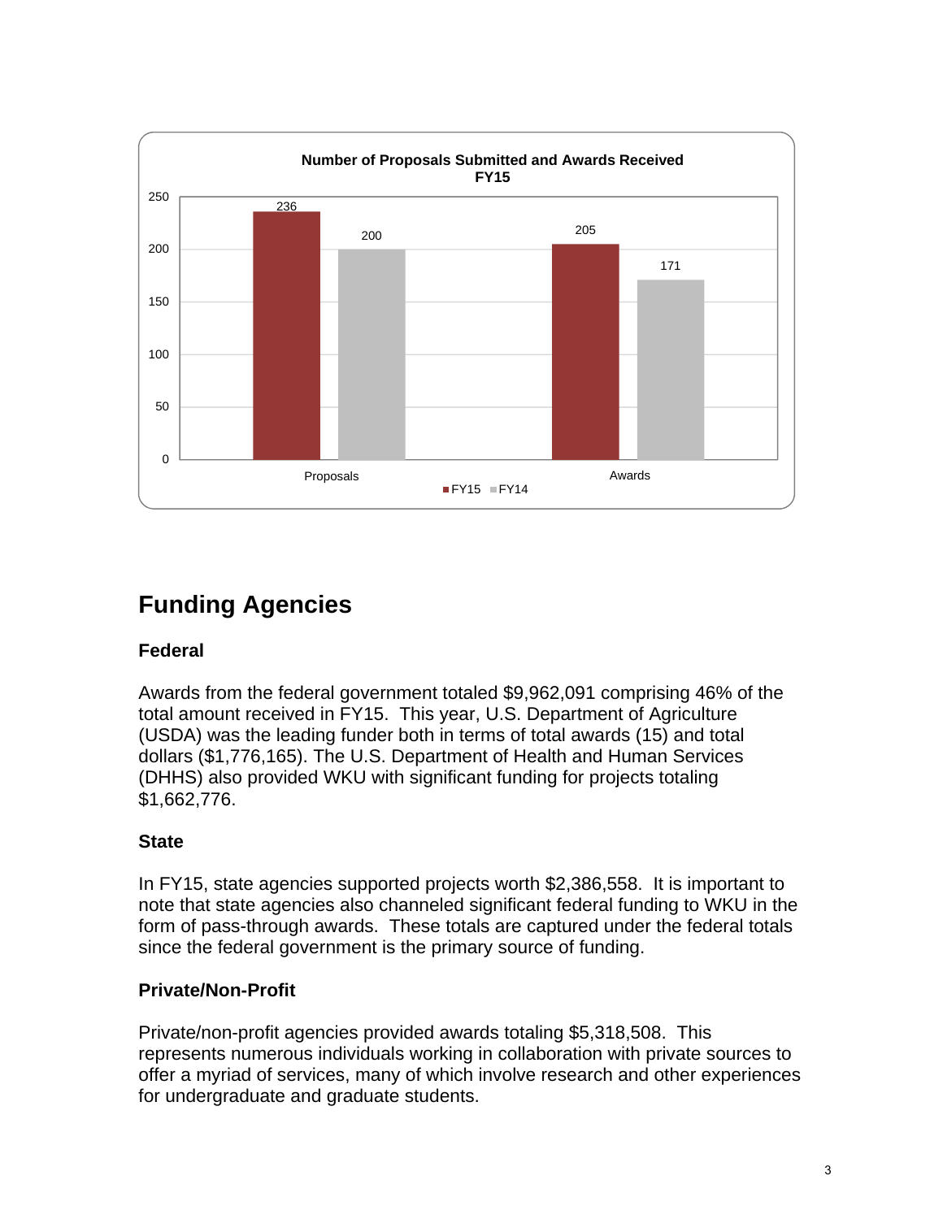**Number of Proposals Submitted and Awards Received FY15**

| | FY15 | FY14 |
|---|---|---|
| Proposals | 236 | 200 |
| Awards | 205 | 171 |

## Funding Agencies

### Federal

Awards from the federal government totaled $9,962,091 comprising 46% of the total amount received in FY15. This year, U.S. Department of Agriculture (USDA) was the leading funder both in terms of total awards (15) and total dollars ($1,776,165). The U.S. Department of Health and Human Services (DHHS) also provided WKU with significant funding for projects totaling $1,662,776.

### State

In FY15, state agencies supported projects worth $2,386,558. It is important to note that state agencies also channeled significant federal funding to WKU in the form of pass-through awards. These totals are captured under the federal totals since the federal government is the primary source of funding.

### Private/Non-Profit

Private/non-profit agencies provided awards totaling $5,318,508. This represents numerous individuals working in collaboration with private sources to offer a myriad of services, many of which involve research and other experiences for undergraduate and graduate students.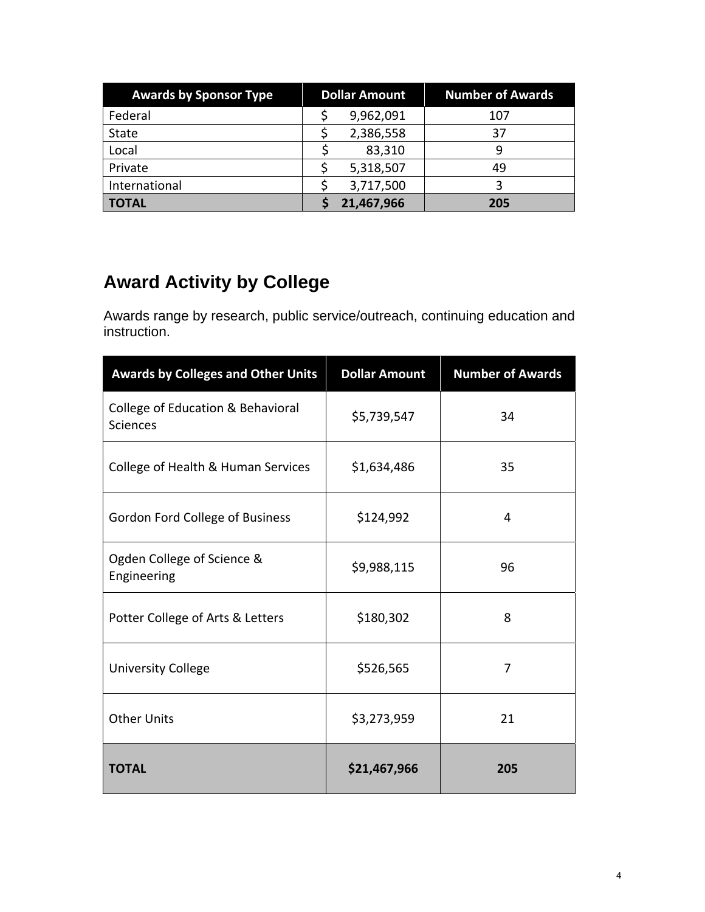| Awards by Sponsor Type | Dollar Amount | Number of Awards |
| --- | --- | --- |
| Federal | $ 9,962,091 | 107 |
| State | $ 2,386,558 | 37 |
| Local | $ 83,310 | 9 |
| Private | $ 5,318,507 | 49 |
| International | $ 3,717,500 | 3 |
| **TOTAL** | **$ 21,467,966** | **205** |

## Award Activity by College

Awards range by research, public service/outreach, continuing education and instruction.

| Awards by Colleges and Other Units | Dollar Amount | Number of Awards |
| --- | --- | --- |
| College of Education & Behavioral Sciences | $5,739,547 | 34 |
| College of Health & Human Services | $1,634,486 | 35 |
| Gordon Ford College of Business | $124,992 | 4 |
| Ogden College of Science & Engineering | $9,988,115 | 96 |
| Potter College of Arts & Letters | $180,302 | 8 |
| University College | $526,565 | 7 |
| Other Units | $3,273,959 | 21 |
| **TOTAL** | **$21,467,966** | **205** |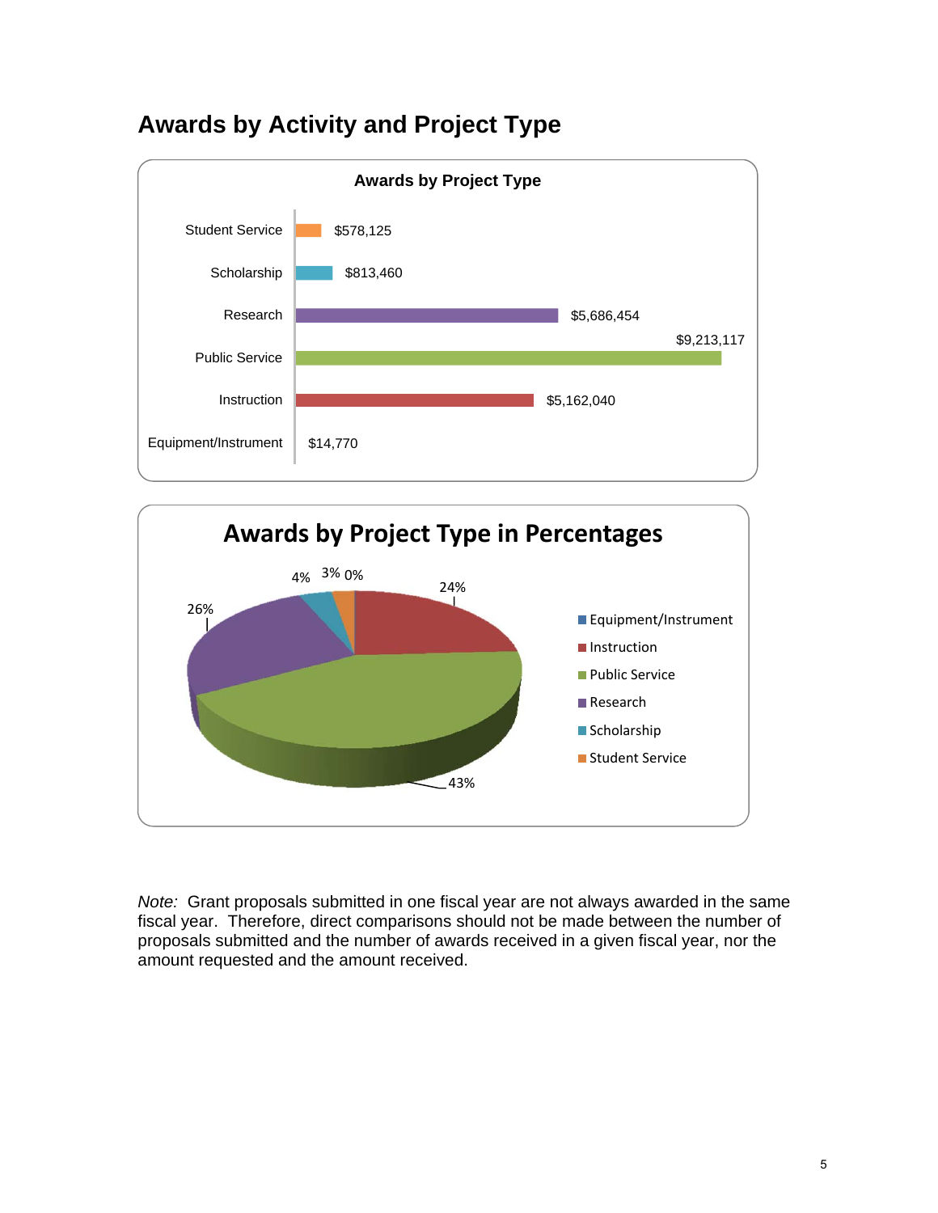# Awards by Activity and Project Type

**Awards by Project Type**

| Project Type | Amount |
|---|---|
| Student Service | $578,125 |
| Scholarship | $813,460 |
| Research | $5,686,454 |
| Public Service | $9,213,117 |
| Instruction | $5,162,040 |
| Equipment/Instrument | $14,770 |

**Awards by Project Type in Percentages**

| Project Type | Percentage |
|---|---|
| Equipment/Instrument | 0% |
| Instruction | 24% |
| Public Service | 43% |
| Research | 26% |
| Scholarship | 4% |
| Student Service | 3% |

*Note:* Grant proposals submitted in one fiscal year are not always awarded in the same fiscal year. Therefore, direct comparisons should not be made between the number of proposals submitted and the number of awards received in a given fiscal year, nor the amount requested and the amount received.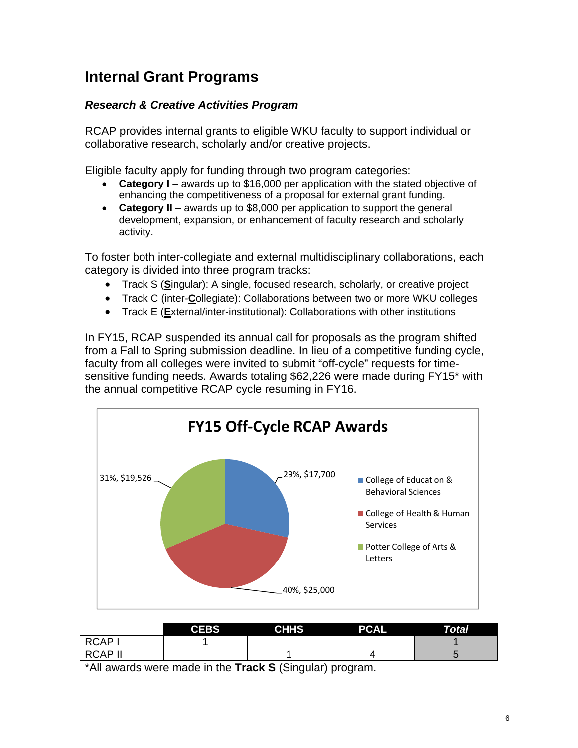## Internal Grant Programs

### *Research & Creative Activities Program*

RCAP provides internal grants to eligible WKU faculty to support individual or collaborative research, scholarly and/or creative projects.

Eligible faculty apply for funding through two program categories:

- **Category I** – awards up to $16,000 per application with the stated objective of enhancing the competitiveness of a proposal for external grant funding.
- **Category II** – awards up to $8,000 per application to support the general development, expansion, or enhancement of faculty research and scholarly activity.

To foster both inter-collegiate and external multidisciplinary collaborations, each category is divided into three program tracks:

- Track S (**S**ingular): A single, focused research, scholarly, or creative project
- Track C (inter-**C**ollegiate): Collaborations between two or more WKU colleges
- Track E (**E**xternal/inter-institutional): Collaborations with other institutions

In FY15, RCAP suspended its annual call for proposals as the program shifted from a Fall to Spring submission deadline. In lieu of a competitive funding cycle, faculty from all colleges were invited to submit "off-cycle" requests for time-sensitive funding needs. Awards totaling $62,226 were made during FY15* with the annual competitive RCAP cycle resuming in FY16.

**FY15 Off-Cycle RCAP Awards**

| College | Share | Amount |
|---|---|---|
| College of Education & Behavioral Sciences | 29% | $17,700 |
| College of Health & Human Services | 40% | $25,000 |
| Potter College of Arts & Letters | 31% | $19,526 |

| | CEBS | CHHS | PCAL | *Total* |
|---|---|---|---|---|
| RCAP I | 1 | | | 1 |
| RCAP II | | 1 | 4 | 5 |

*All awards were made in the **Track S** (Singular) program.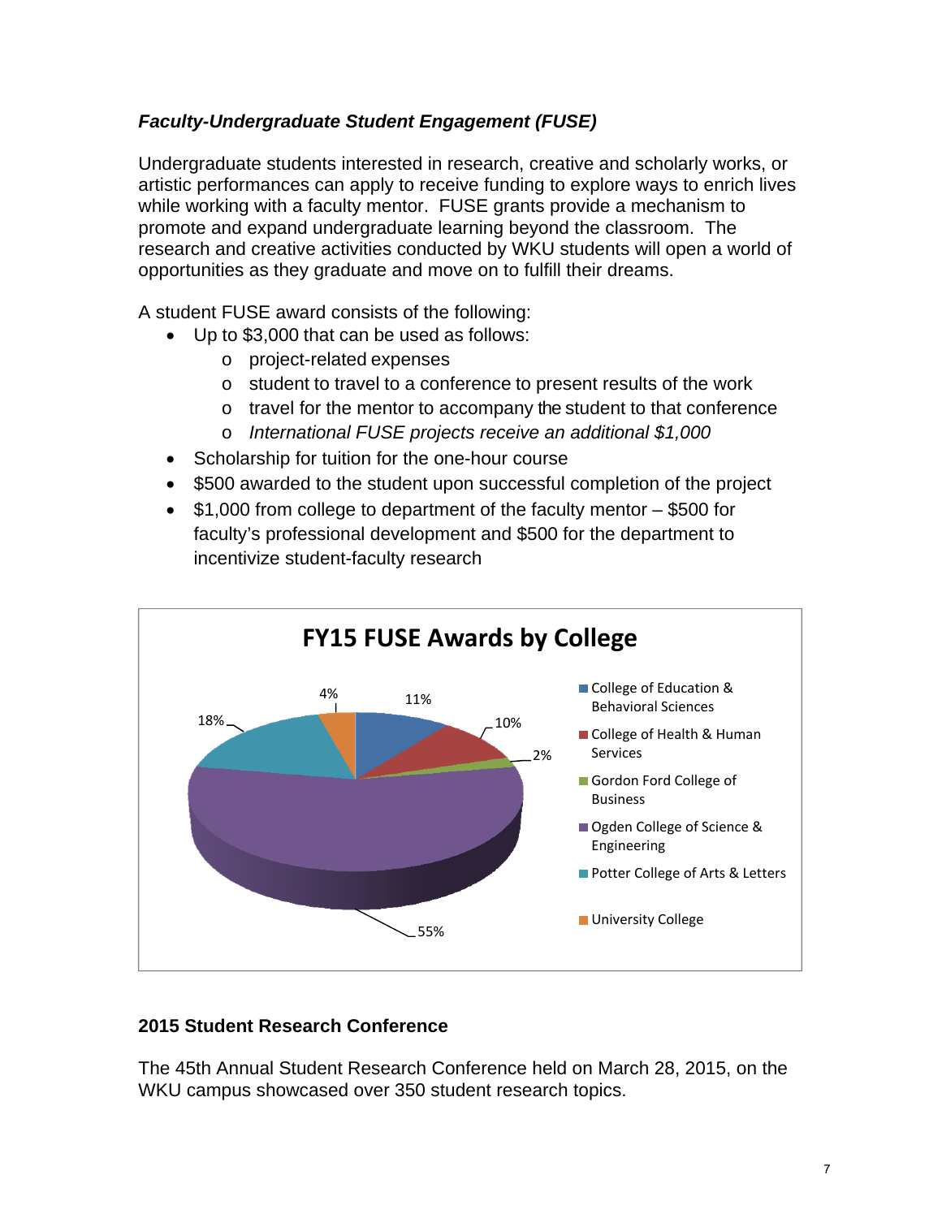### *Faculty-Undergraduate Student Engagement (FUSE)*

Undergraduate students interested in research, creative and scholarly works, or artistic performances can apply to receive funding to explore ways to enrich lives while working with a faculty mentor. FUSE grants provide a mechanism to promote and expand undergraduate learning beyond the classroom. The research and creative activities conducted by WKU students will open a world of opportunities as they graduate and move on to fulfill their dreams.

A student FUSE award consists of the following:

- Up to $3,000 that can be used as follows:
  - project-related expenses
  - student to travel to a conference to present results of the work
  - travel for the mentor to accompany the student to that conference
  - *International FUSE projects receive an additional $1,000*
- Scholarship for tuition for the one-hour course
- $500 awarded to the student upon successful completion of the project
- $1,000 from college to department of the faculty mentor – $500 for faculty's professional development and $500 for the department to incentivize student-faculty research

FY15 FUSE Awards by College

11%
10%
2%
55%
18%
4%

College of Education & Behavioral Sciences
College of Health & Human Services
Gordon Ford College of Business
Ogden College of Science & Engineering
Potter College of Arts & Letters
University College

### 2015 Student Research Conference

The 45th Annual Student Research Conference held on March 28, 2015, on the WKU campus showcased over 350 student research topics.